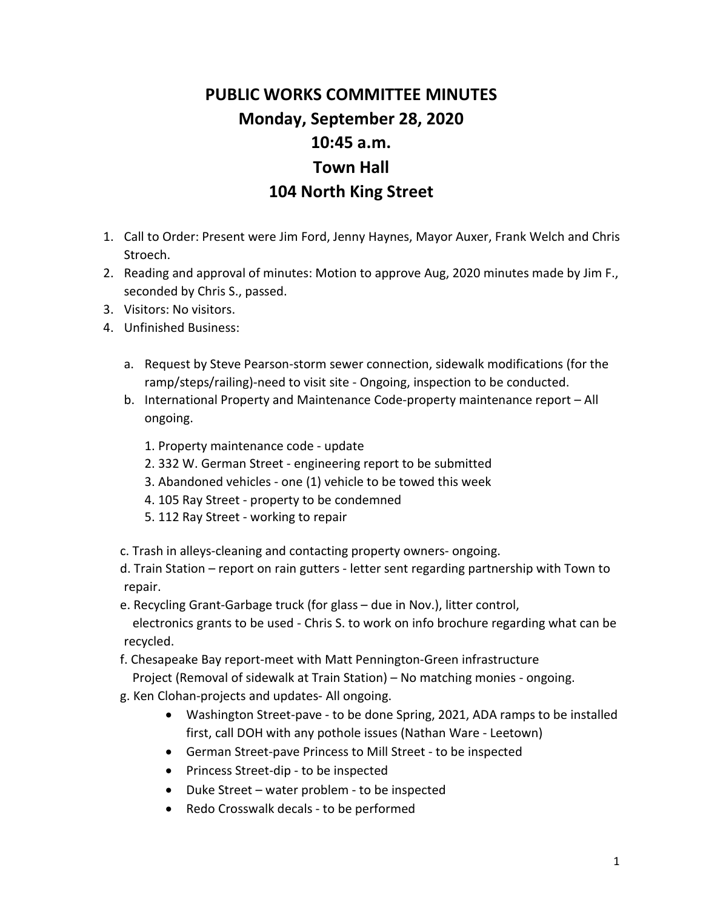# PUBLIC WORKS COMMITTEE MINUTES

## Monday, September 28, 2020

## 10:45 a.m.

## Town Hall

## 104 North King Street

1. Call to Order: Present were Jim Ford, Jenny Haynes, Mayor Auxer, Frank Welch and Chris Stroech.
2. Reading and approval of minutes: Motion to approve Aug, 2020 minutes made by Jim F., seconded by Chris S., passed.
3. Visitors: No visitors.
4. Unfinished Business:

   a. Request by Steve Pearson-storm sewer connection, sidewalk modifications (for the ramp/steps/railing)-need to visit site - Ongoing, inspection to be conducted.

   b. International Property and Maintenance Code-property maintenance report – All ongoing.

      1. Property maintenance code - update
      2. 332 W. German Street - engineering report to be submitted
      3. Abandoned vehicles - one (1) vehicle to be towed this week
      4. 105 Ray Street - property to be condemned
      5. 112 Ray Street - working to repair

   c. Trash in alleys-cleaning and contacting property owners- ongoing.

   d. Train Station – report on rain gutters - letter sent regarding partnership with Town to repair.

   e. Recycling Grant-Garbage truck (for glass – due in Nov.), litter control, electronics grants to be used - Chris S. to work on info brochure regarding what can be recycled.

   f. Chesapeake Bay report-meet with Matt Pennington-Green infrastructure Project (Removal of sidewalk at Train Station) – No matching monies - ongoing.

   g. Ken Clohan-projects and updates- All ongoing.

   - Washington Street-pave - to be done Spring, 2021, ADA ramps to be installed first, call DOH with any pothole issues (Nathan Ware - Leetown)
   - German Street-pave Princess to Mill Street - to be inspected
   - Princess Street-dip - to be inspected
   - Duke Street – water problem - to be inspected
   - Redo Crosswalk decals - to be performed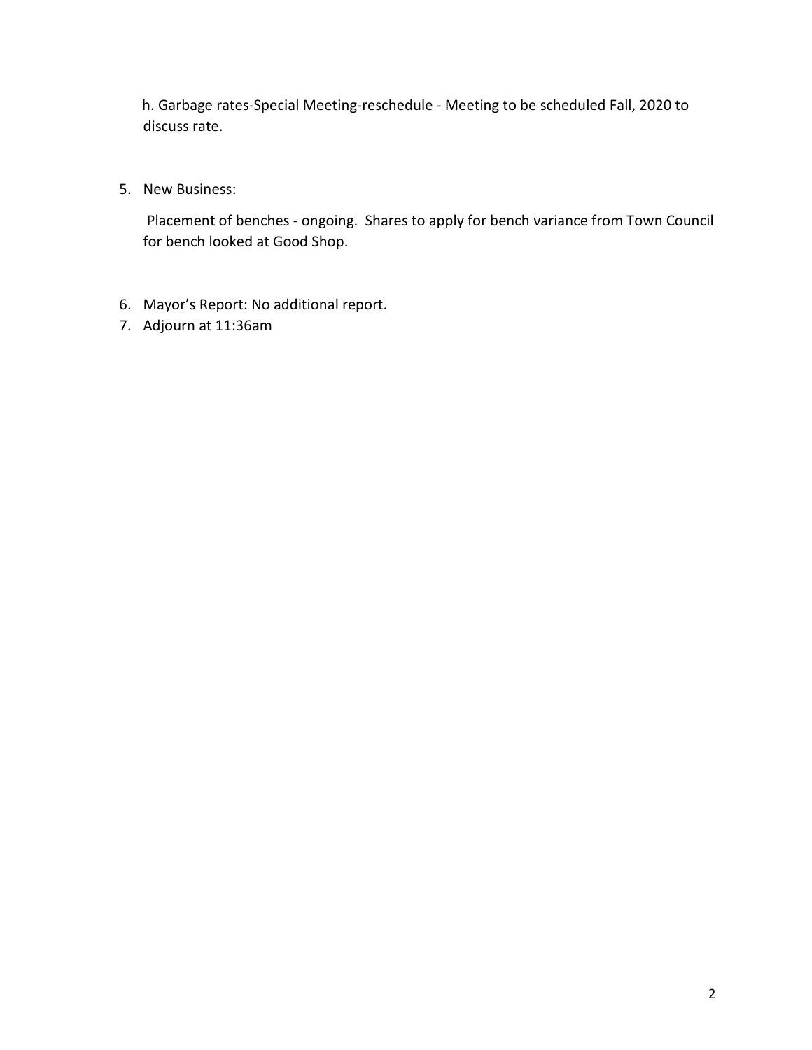h. Garbage rates-Special Meeting-reschedule - Meeting to be scheduled Fall, 2020 to discuss rate.

5. New Business:

   Placement of benches - ongoing. Shares to apply for bench variance from Town Council for bench looked at Good Shop.

6. Mayor's Report: No additional report.
7. Adjourn at 11:36am